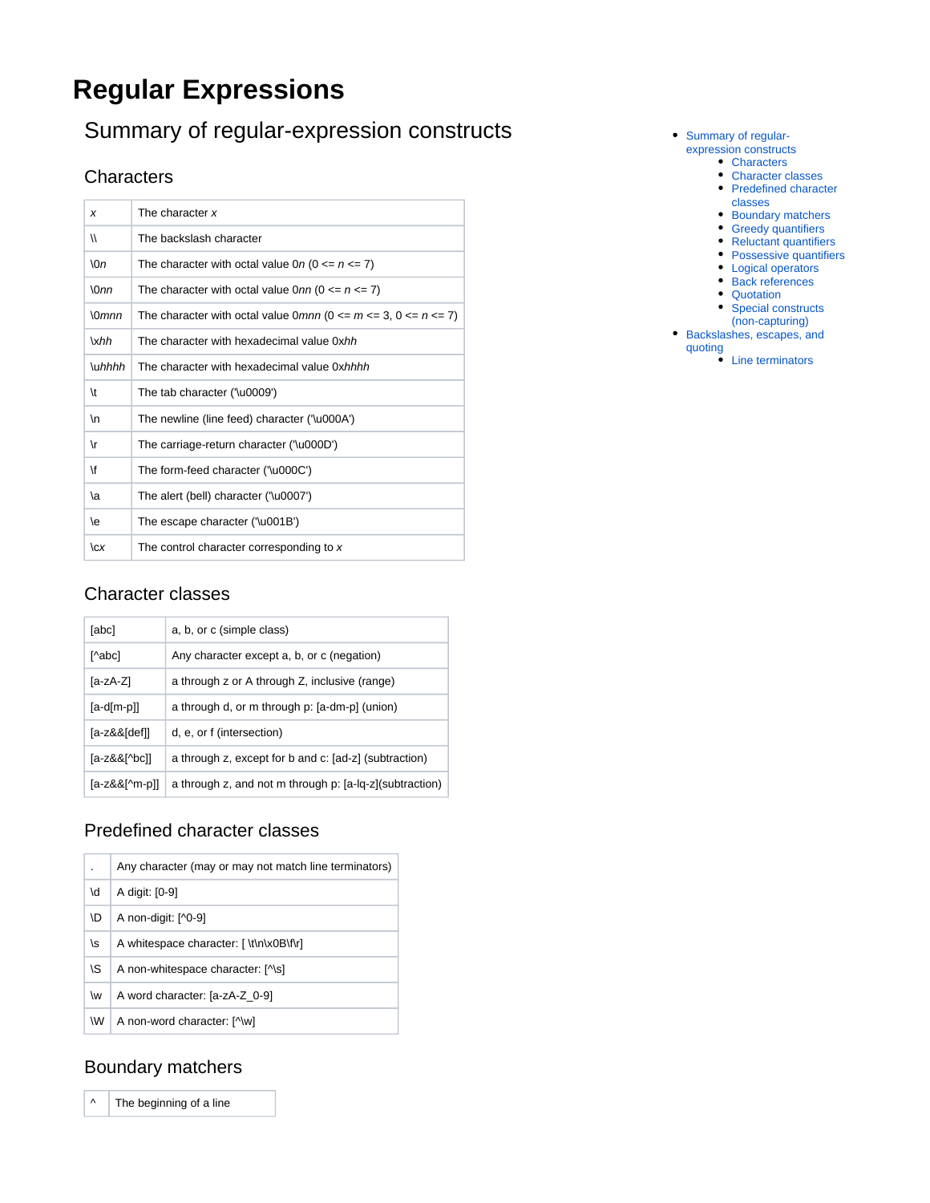# Regular Expressions

## Summary of regular-expression constructs

- Summary of regular-expression constructs
  - Characters
  - Character classes
  - Predefined character classes
  - Boundary matchers
  - Greedy quantifiers
  - Reluctant quantifiers
  - Possessive quantifiers
  - Logical operators
  - Back references
  - Quotation
  - Special constructs (non-capturing)
- Backslashes, escapes, and quoting
  - Line terminators

### Characters

| | |
|---|---|
| *x* | The character *x* |
| \\ | The backslash character |
| \0*n* | The character with octal value 0*n* (0 <= *n* <= 7) |
| \0*nn* | The character with octal value 0*nn* (0 <= *n* <= 7) |
| \0*mnn* | The character with octal value 0*mnn* (0 <= *m* <= 3, 0 <= *n* <= 7) |
| \x*hh* | The character with hexadecimal value 0x*hh* |
| \u*hhhh* | The character with hexadecimal value 0x*hhhh* |
| \t | The tab character ('\u0009') |
| \n | The newline (line feed) character ('\u000A') |
| \r | The carriage-return character ('\u000D') |
| \f | The form-feed character ('\u000C') |
| \a | The alert (bell) character ('\u0007') |
| \e | The escape character ('\u001B') |
| \c*x* | The control character corresponding to *x* |

### Character classes

| | |
|---|---|
| [abc] | a, b, or c (simple class) |
| [^abc] | Any character except a, b, or c (negation) |
| [a-zA-Z] | a through z or A through Z, inclusive (range) |
| [a-d[m-p]] | a through d, or m through p: [a-dm-p] (union) |
| [a-z&&[def]] | d, e, or f (intersection) |
| [a-z&&[^bc]] | a through z, except for b and c: [ad-z] (subtraction) |
| [a-z&&[^m-p]] | a through z, and not m through p: [a-lq-z](subtraction) |

### Predefined character classes

| | |
|---|---|
| . | Any character (may or may not match line terminators) |
| \d | A digit: [0-9] |
| \D | A non-digit: [^0-9] |
| \s | A whitespace character: [ \t\n\x0B\f\r] |
| \S | A non-whitespace character: [^\s] |
| \w | A word character: [a-zA-Z_0-9] |
| \W | A non-word character: [^\w] |

### Boundary matchers

| | |
|---|---|
| ^ | The beginning of a line |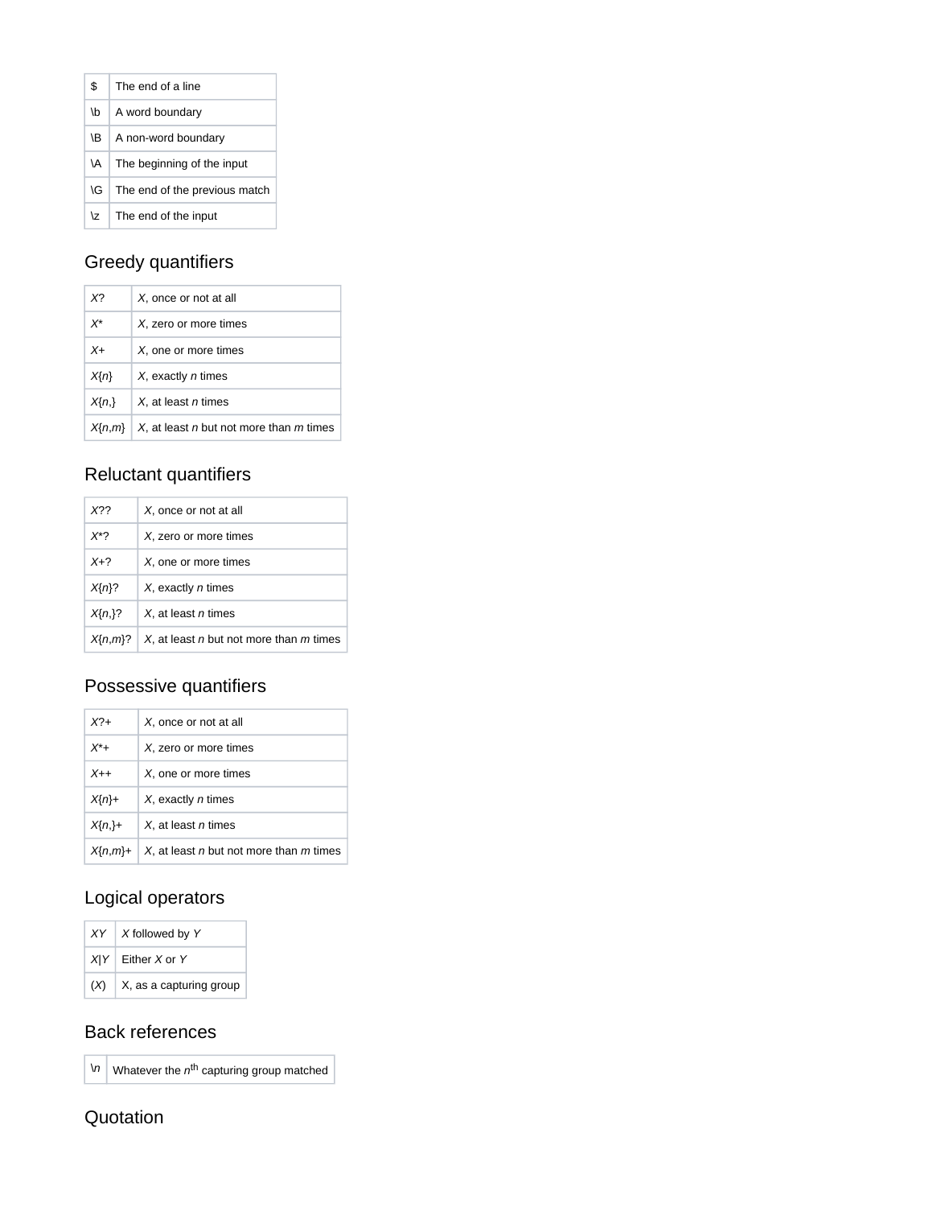| $ | The end of a line |
|---|---|
| \b | A word boundary |
| \B | A non-word boundary |
| \A | The beginning of the input |
| \G | The end of the previous match |
| \z | The end of the input |

## Greedy quantifiers

| X? | X, once or not at all |
|---|---|
| X* | X, zero or more times |
| X+ | X, one or more times |
| X{n} | X, exactly n times |
| X{n,} | X, at least n times |
| X{n,m} | X, at least n but not more than m times |

## Reluctant quantifiers

| X?? | X, once or not at all |
|---|---|
| X*? | X, zero or more times |
| X+? | X, one or more times |
| X{n}? | X, exactly n times |
| X{n,}? | X, at least n times |
| X{n,m}? | X, at least n but not more than m times |

## Possessive quantifiers

| X?+ | X, once or not at all |
|---|---|
| X*+ | X, zero or more times |
| X++ | X, one or more times |
| X{n}+ | X, exactly n times |
| X{n,}+ | X, at least n times |
| X{n,m}+ | X, at least n but not more than m times |

## Logical operators

| XY | X followed by Y |
|---|---|
| X\|Y | Either X or Y |
| (X) | X, as a capturing group |

## Back references

| \n | Whatever the $n^{th}$ capturing group matched |
|---|---|

## Quotation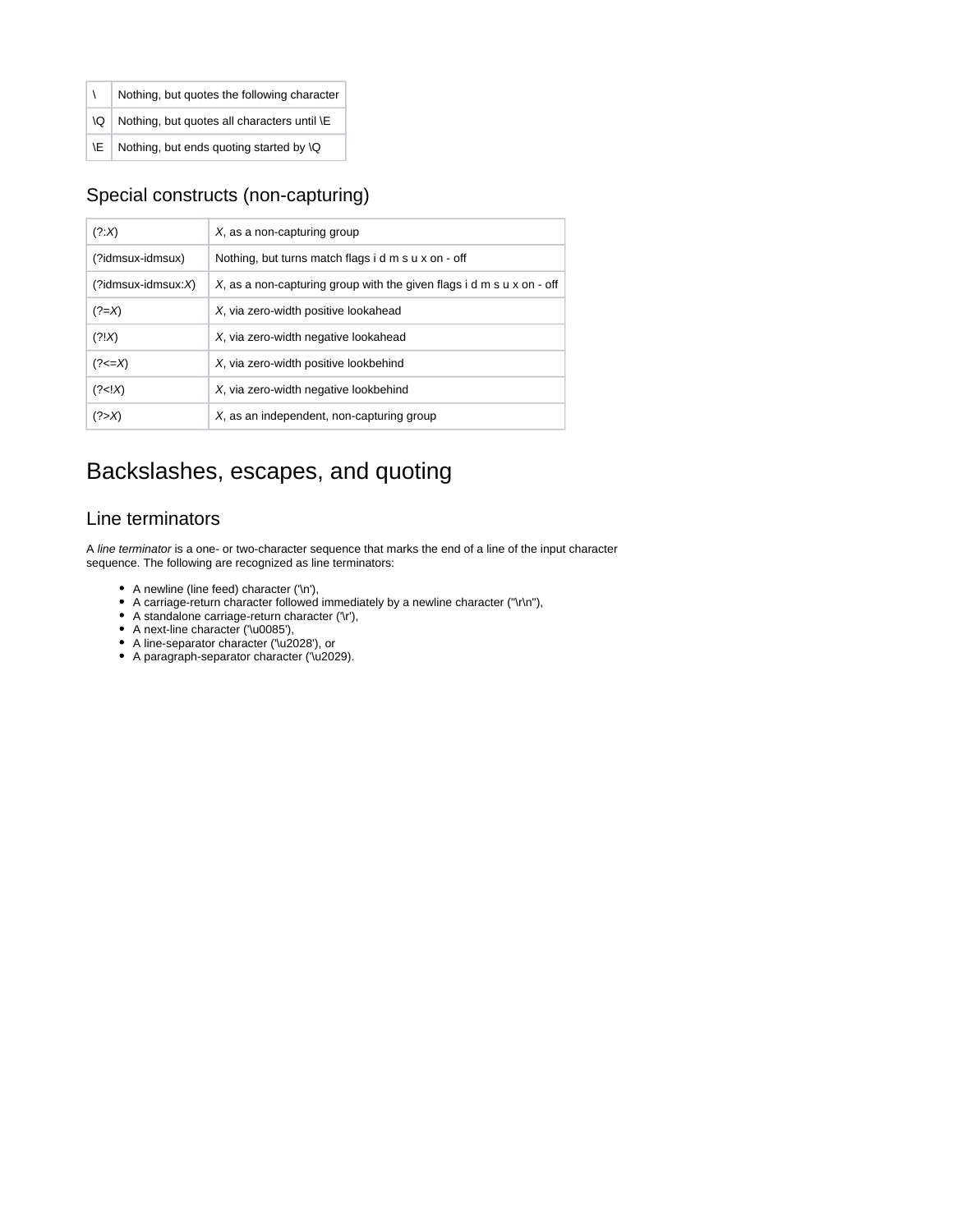| | |
|---|---|
| \ | Nothing, but quotes the following character |
| \Q | Nothing, but quotes all characters until \E |
| \E | Nothing, but ends quoting started by \Q |

### Special constructs (non-capturing)

| | |
|---|---|
| (?:*X*) | *X*, as a non-capturing group |
| (?idmsux-idmsux) | Nothing, but turns match flags i d m s u x on - off |
| (?idmsux-idmsux:*X*) | *X*, as a non-capturing group with the given flags i d m s u x on - off |
| (?=*X*) | *X*, via zero-width positive lookahead |
| (?!*X*) | *X*, via zero-width negative lookahead |
| (?<=*X*) | *X*, via zero-width positive lookbehind |
| (?<!*X*) | *X*, via zero-width negative lookbehind |
| (?>*X*) | *X*, as an independent, non-capturing group |

## Backslashes, escapes, and quoting

### Line terminators

A *line terminator* is a one- or two-character sequence that marks the end of a line of the input character sequence. The following are recognized as line terminators:

- A newline (line feed) character ('\n'),
- A carriage-return character followed immediately by a newline character ("\r\n"),
- A standalone carriage-return character ('\r'),
- A next-line character ('\u0085'),
- A line-separator character ('\u2028'), or
- A paragraph-separator character ('\u2029).